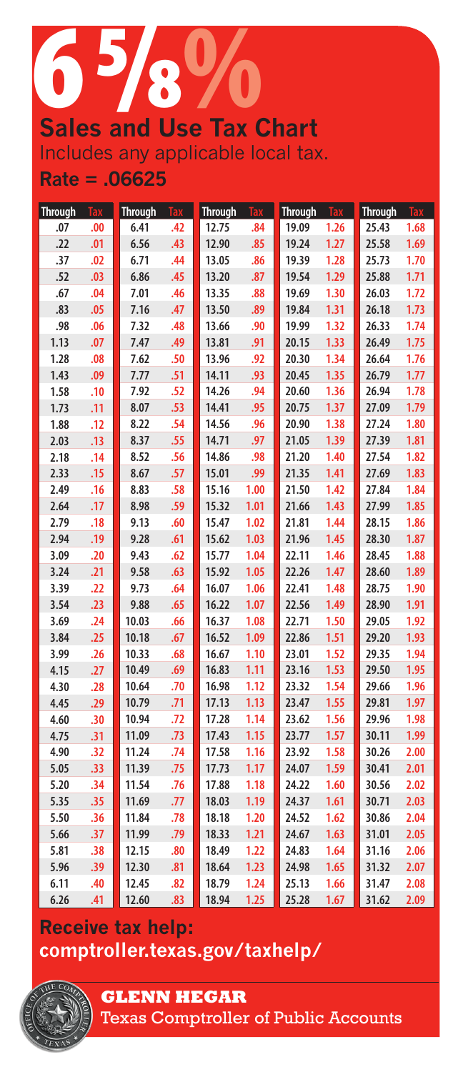# 6 5/8%

## Sales and Use Tax Chart

Includes any applicable local tax.

**Rate = .06625**

| Through | Tax | Through | Tax | Through | Tax | Through | Tax | Through | Tax |
|---|---|---|---|---|---|---|---|---|---|
| .07 | .00 | 6.41 | .42 | 12.75 | .84 | 19.09 | 1.26 | 25.43 | 1.68 |
| .22 | .01 | 6.56 | .43 | 12.90 | .85 | 19.24 | 1.27 | 25.58 | 1.69 |
| .37 | .02 | 6.71 | .44 | 13.05 | .86 | 19.39 | 1.28 | 25.73 | 1.70 |
| .52 | .03 | 6.86 | .45 | 13.20 | .87 | 19.54 | 1.29 | 25.88 | 1.71 |
| .67 | .04 | 7.01 | .46 | 13.35 | .88 | 19.69 | 1.30 | 26.03 | 1.72 |
| .83 | .05 | 7.16 | .47 | 13.50 | .89 | 19.84 | 1.31 | 26.18 | 1.73 |
| .98 | .06 | 7.32 | .48 | 13.66 | .90 | 19.99 | 1.32 | 26.33 | 1.74 |
| 1.13 | .07 | 7.47 | .49 | 13.81 | .91 | 20.15 | 1.33 | 26.49 | 1.75 |
| 1.28 | .08 | 7.62 | .50 | 13.96 | .92 | 20.30 | 1.34 | 26.64 | 1.76 |
| 1.43 | .09 | 7.77 | .51 | 14.11 | .93 | 20.45 | 1.35 | 26.79 | 1.77 |
| 1.58 | .10 | 7.92 | .52 | 14.26 | .94 | 20.60 | 1.36 | 26.94 | 1.78 |
| 1.73 | .11 | 8.07 | .53 | 14.41 | .95 | 20.75 | 1.37 | 27.09 | 1.79 |
| 1.88 | .12 | 8.22 | .54 | 14.56 | .96 | 20.90 | 1.38 | 27.24 | 1.80 |
| 2.03 | .13 | 8.37 | .55 | 14.71 | .97 | 21.05 | 1.39 | 27.39 | 1.81 |
| 2.18 | .14 | 8.52 | .56 | 14.86 | .98 | 21.20 | 1.40 | 27.54 | 1.82 |
| 2.33 | .15 | 8.67 | .57 | 15.01 | .99 | 21.35 | 1.41 | 27.69 | 1.83 |
| 2.49 | .16 | 8.83 | .58 | 15.16 | 1.00 | 21.50 | 1.42 | 27.84 | 1.84 |
| 2.64 | .17 | 8.98 | .59 | 15.32 | 1.01 | 21.66 | 1.43 | 27.99 | 1.85 |
| 2.79 | .18 | 9.13 | .60 | 15.47 | 1.02 | 21.81 | 1.44 | 28.15 | 1.86 |
| 2.94 | .19 | 9.28 | .61 | 15.62 | 1.03 | 21.96 | 1.45 | 28.30 | 1.87 |
| 3.09 | .20 | 9.43 | .62 | 15.77 | 1.04 | 22.11 | 1.46 | 28.45 | 1.88 |
| 3.24 | .21 | 9.58 | .63 | 15.92 | 1.05 | 22.26 | 1.47 | 28.60 | 1.89 |
| 3.39 | .22 | 9.73 | .64 | 16.07 | 1.06 | 22.41 | 1.48 | 28.75 | 1.90 |
| 3.54 | .23 | 9.88 | .65 | 16.22 | 1.07 | 22.56 | 1.49 | 28.90 | 1.91 |
| 3.69 | .24 | 10.03 | .66 | 16.37 | 1.08 | 22.71 | 1.50 | 29.05 | 1.92 |
| 3.84 | .25 | 10.18 | .67 | 16.52 | 1.09 | 22.86 | 1.51 | 29.20 | 1.93 |
| 3.99 | .26 | 10.33 | .68 | 16.67 | 1.10 | 23.01 | 1.52 | 29.35 | 1.94 |
| 4.15 | .27 | 10.49 | .69 | 16.83 | 1.11 | 23.16 | 1.53 | 29.50 | 1.95 |
| 4.30 | .28 | 10.64 | .70 | 16.98 | 1.12 | 23.32 | 1.54 | 29.66 | 1.96 |
| 4.45 | .29 | 10.79 | .71 | 17.13 | 1.13 | 23.47 | 1.55 | 29.81 | 1.97 |
| 4.60 | .30 | 10.94 | .72 | 17.28 | 1.14 | 23.62 | 1.56 | 29.96 | 1.98 |
| 4.75 | .31 | 11.09 | .73 | 17.43 | 1.15 | 23.77 | 1.57 | 30.11 | 1.99 |
| 4.90 | .32 | 11.24 | .74 | 17.58 | 1.16 | 23.92 | 1.58 | 30.26 | 2.00 |
| 5.05 | .33 | 11.39 | .75 | 17.73 | 1.17 | 24.07 | 1.59 | 30.41 | 2.01 |
| 5.20 | .34 | 11.54 | .76 | 17.88 | 1.18 | 24.22 | 1.60 | 30.56 | 2.02 |
| 5.35 | .35 | 11.69 | .77 | 18.03 | 1.19 | 24.37 | 1.61 | 30.71 | 2.03 |
| 5.50 | .36 | 11.84 | .78 | 18.18 | 1.20 | 24.52 | 1.62 | 30.86 | 2.04 |
| 5.66 | .37 | 11.99 | .79 | 18.33 | 1.21 | 24.67 | 1.63 | 31.01 | 2.05 |
| 5.81 | .38 | 12.15 | .80 | 18.49 | 1.22 | 24.83 | 1.64 | 31.16 | 2.06 |
| 5.96 | .39 | 12.30 | .81 | 18.64 | 1.23 | 24.98 | 1.65 | 31.32 | 2.07 |
| 6.11 | .40 | 12.45 | .82 | 18.79 | 1.24 | 25.13 | 1.66 | 31.47 | 2.08 |
| 6.26 | .41 | 12.60 | .83 | 18.94 | 1.25 | 25.28 | 1.67 | 31.62 | 2.09 |

**Receive tax help:**
**comptroller.texas.gov/taxhelp/**

**GLENN HEGAR**
Texas Comptroller of Public Accounts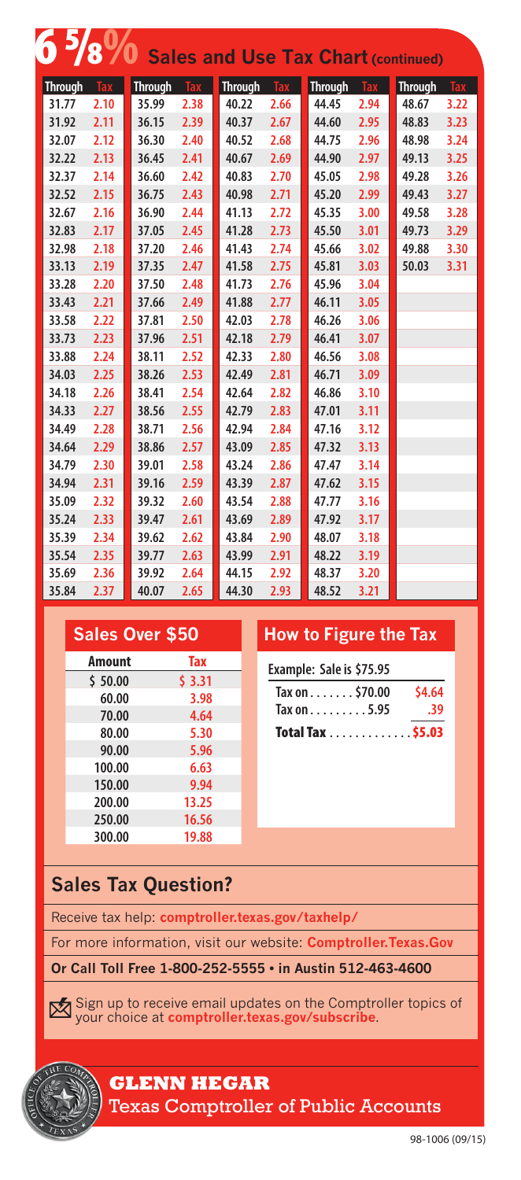# 6 5/8% Sales and Use Tax Chart (continued)

| Through | Tax | Through | Tax | Through | Tax | Through | Tax | Through | Tax |
|---|---|---|---|---|---|---|---|---|---|
| 31.77 | 2.10 | 35.99 | 2.38 | 40.22 | 2.66 | 44.45 | 2.94 | 48.67 | 3.22 |
| 31.92 | 2.11 | 36.15 | 2.39 | 40.37 | 2.67 | 44.60 | 2.95 | 48.83 | 3.23 |
| 32.07 | 2.12 | 36.30 | 2.40 | 40.52 | 2.68 | 44.75 | 2.96 | 48.98 | 3.24 |
| 32.22 | 2.13 | 36.45 | 2.41 | 40.67 | 2.69 | 44.90 | 2.97 | 49.13 | 3.25 |
| 32.37 | 2.14 | 36.60 | 2.42 | 40.83 | 2.70 | 45.05 | 2.98 | 49.28 | 3.26 |
| 32.52 | 2.15 | 36.75 | 2.43 | 40.98 | 2.71 | 45.20 | 2.99 | 49.43 | 3.27 |
| 32.67 | 2.16 | 36.90 | 2.44 | 41.13 | 2.72 | 45.35 | 3.00 | 49.58 | 3.28 |
| 32.83 | 2.17 | 37.05 | 2.45 | 41.28 | 2.73 | 45.50 | 3.01 | 49.73 | 3.29 |
| 32.98 | 2.18 | 37.20 | 2.46 | 41.43 | 2.74 | 45.66 | 3.02 | 49.88 | 3.30 |
| 33.13 | 2.19 | 37.35 | 2.47 | 41.58 | 2.75 | 45.81 | 3.03 | 50.03 | 3.31 |
| 33.28 | 2.20 | 37.50 | 2.48 | 41.73 | 2.76 | 45.96 | 3.04 | | |
| 33.43 | 2.21 | 37.66 | 2.49 | 41.88 | 2.77 | 46.11 | 3.05 | | |
| 33.58 | 2.22 | 37.81 | 2.50 | 42.03 | 2.78 | 46.26 | 3.06 | | |
| 33.73 | 2.23 | 37.96 | 2.51 | 42.18 | 2.79 | 46.41 | 3.07 | | |
| 33.88 | 2.24 | 38.11 | 2.52 | 42.33 | 2.80 | 46.56 | 3.08 | | |
| 34.03 | 2.25 | 38.26 | 2.53 | 42.49 | 2.81 | 46.71 | 3.09 | | |
| 34.18 | 2.26 | 38.41 | 2.54 | 42.64 | 2.82 | 46.86 | 3.10 | | |
| 34.33 | 2.27 | 38.56 | 2.55 | 42.79 | 2.83 | 47.01 | 3.11 | | |
| 34.49 | 2.28 | 38.71 | 2.56 | 42.94 | 2.84 | 47.16 | 3.12 | | |
| 34.64 | 2.29 | 38.86 | 2.57 | 43.09 | 2.85 | 47.32 | 3.13 | | |
| 34.79 | 2.30 | 39.01 | 2.58 | 43.24 | 2.86 | 47.47 | 3.14 | | |
| 34.94 | 2.31 | 39.16 | 2.59 | 43.39 | 2.87 | 47.62 | 3.15 | | |
| 35.09 | 2.32 | 39.32 | 2.60 | 43.54 | 2.88 | 47.77 | 3.16 | | |
| 35.24 | 2.33 | 39.47 | 2.61 | 43.69 | 2.89 | 47.92 | 3.17 | | |
| 35.39 | 2.34 | 39.62 | 2.62 | 43.84 | 2.90 | 48.07 | 3.18 | | |
| 35.54 | 2.35 | 39.77 | 2.63 | 43.99 | 2.91 | 48.22 | 3.19 | | |
| 35.69 | 2.36 | 39.92 | 2.64 | 44.15 | 2.92 | 48.37 | 3.20 | | |
| 35.84 | 2.37 | 40.07 | 2.65 | 44.30 | 2.93 | 48.52 | 3.21 | | |

## Sales Over $50

| Amount | Tax |
|---|---|
| $ 50.00 | $ 3.31 |
| 60.00 | 3.98 |
| 70.00 | 4.64 |
| 80.00 | 5.30 |
| 90.00 | 5.96 |
| 100.00 | 6.63 |
| 150.00 | 9.94 |
| 200.00 | 13.25 |
| 250.00 | 16.56 |
| 300.00 | 19.88 |

## How to Figure the Tax

**Example: Sale is $75.95**

| | |
|---|---|
| Tax on . . . . . . . $70.00 | $4.64 |
| Tax on . . . . . . . . . 5.95 | .39 |
| **Total Tax . . . . . . . . . . . . .** | **$5.03** |

## Sales Tax Question?

Receive tax help: **comptroller.texas.gov/taxhelp/**

For more information, visit our website: **Comptroller.Texas.Gov**

**Or Call Toll Free 1-800-252-5555 • in Austin 512-463-4600**

Sign up to receive email updates on the Comptroller topics of your choice at **comptroller.texas.gov/subscribe**.

**GLENN HEGAR**
Texas Comptroller of Public Accounts

98-1006 (09/15)